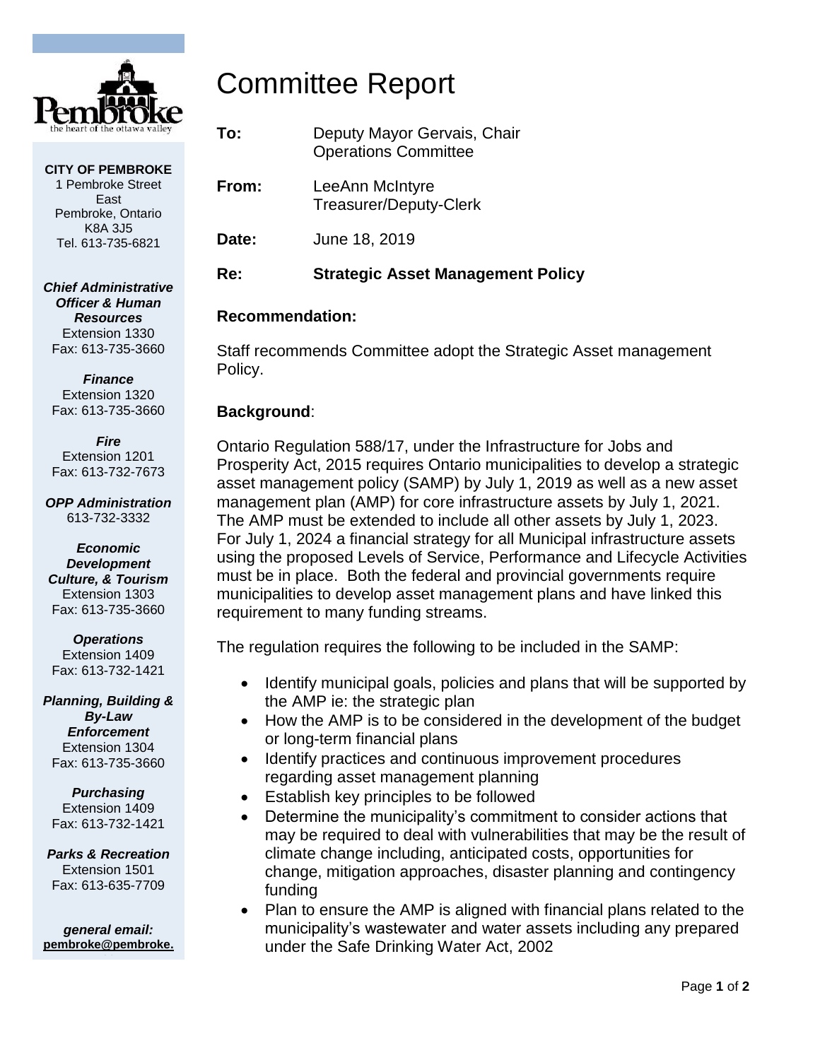**CITY OF PEMBROKE**
1 Pembroke Street East
Pembroke, Ontario
K8A 3J5
Tel. 613-735-6821

***Chief Administrative Officer & Human Resources***
Extension 1330
Fax: 613-735-3660

***Finance***
Extension 1320
Fax: 613-735-3660

***Fire***
Extension 1201
Fax: 613-732-7673

***OPP Administration***
613-732-3332

***Economic Development Culture, & Tourism***
Extension 1303
Fax: 613-735-3660

***Operations***
Extension 1409
Fax: 613-732-1421

***Planning, Building & By-Law Enforcement***
Extension 1304
Fax: 613-735-3660

***Purchasing***
Extension 1409
Fax: 613-732-1421

***Parks & Recreation***
Extension 1501
Fax: 613-635-7709

***general email:***
**pembroke@pembroke.**

# Committee Report

**To:** Deputy Mayor Gervais, Chair
Operations Committee

**From:** LeeAnn McIntyre
Treasurer/Deputy-Clerk

**Date:** June 18, 2019

**Re:** **Strategic Asset Management Policy**

## Recommendation:

Staff recommends Committee adopt the Strategic Asset management Policy.

## Background:

Ontario Regulation 588/17, under the Infrastructure for Jobs and Prosperity Act, 2015 requires Ontario municipalities to develop a strategic asset management policy (SAMP) by July 1, 2019 as well as a new asset management plan (AMP) for core infrastructure assets by July 1, 2021. The AMP must be extended to include all other assets by July 1, 2023. For July 1, 2024 a financial strategy for all Municipal infrastructure assets using the proposed Levels of Service, Performance and Lifecycle Activities must be in place. Both the federal and provincial governments require municipalities to develop asset management plans and have linked this requirement to many funding streams.

The regulation requires the following to be included in the SAMP:

- Identify municipal goals, policies and plans that will be supported by the AMP ie: the strategic plan
- How the AMP is to be considered in the development of the budget or long-term financial plans
- Identify practices and continuous improvement procedures regarding asset management planning
- Establish key principles to be followed
- Determine the municipality's commitment to consider actions that may be required to deal with vulnerabilities that may be the result of climate change including, anticipated costs, opportunities for change, mitigation approaches, disaster planning and contingency funding
- Plan to ensure the AMP is aligned with financial plans related to the municipality's wastewater and water assets including any prepared under the Safe Drinking Water Act, 2002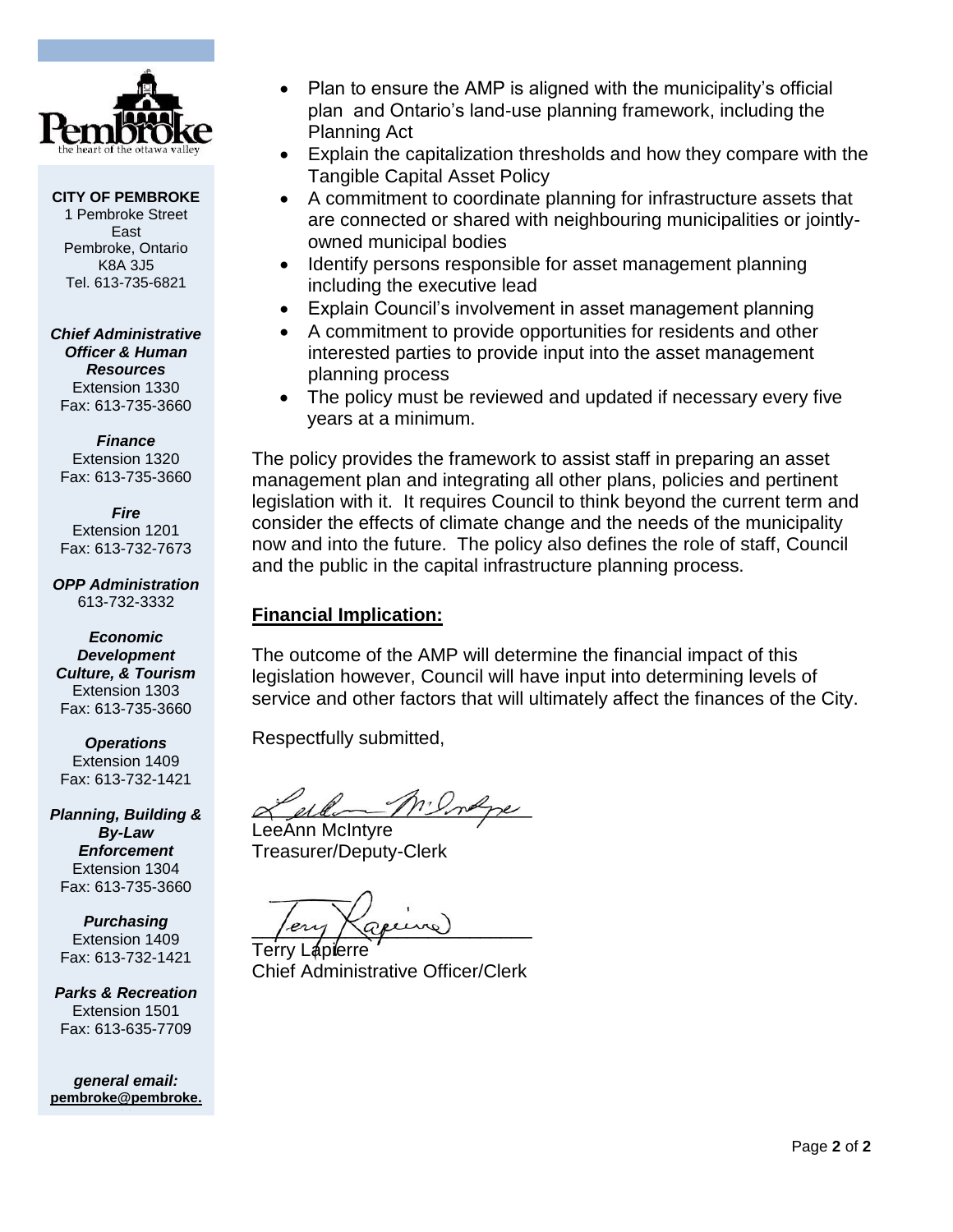**CITY OF PEMBROKE**
1 Pembroke Street East
Pembroke, Ontario
K8A 3J5
Tel. 613-735-6821

***Chief Administrative Officer & Human Resources***
Extension 1330
Fax: 613-735-3660

***Finance***
Extension 1320
Fax: 613-735-3660

***Fire***
Extension 1201
Fax: 613-732-7673

***OPP Administration***
613-732-3332

***Economic Development Culture, & Tourism***
Extension 1303
Fax: 613-735-3660

***Operations***
Extension 1409
Fax: 613-732-1421

***Planning, Building & By-Law Enforcement***
Extension 1304
Fax: 613-735-3660

***Purchasing***
Extension 1409
Fax: 613-732-1421

***Parks & Recreation***
Extension 1501
Fax: 613-635-7709

***general email:***
**pembroke@pembroke.**

- Plan to ensure the AMP is aligned with the municipality's official plan and Ontario's land-use planning framework, including the Planning Act
- Explain the capitalization thresholds and how they compare with the Tangible Capital Asset Policy
- A commitment to coordinate planning for infrastructure assets that are connected or shared with neighbouring municipalities or jointly-owned municipal bodies
- Identify persons responsible for asset management planning including the executive lead
- Explain Council's involvement in asset management planning
- A commitment to provide opportunities for residents and other interested parties to provide input into the asset management planning process
- The policy must be reviewed and updated if necessary every five years at a minimum.

The policy provides the framework to assist staff in preparing an asset management plan and integrating all other plans, policies and pertinent legislation with it. It requires Council to think beyond the current term and consider the effects of climate change and the needs of the municipality now and into the future. The policy also defines the role of staff, Council and the public in the capital infrastructure planning process.

## Financial Implication:

The outcome of the AMP will determine the financial impact of this legislation however, Council will have input into determining levels of service and other factors that will ultimately affect the finances of the City.

Respectfully submitted,

LeeAnn McIntyre
Treasurer/Deputy-Clerk

Terry Lapierre
Chief Administrative Officer/Clerk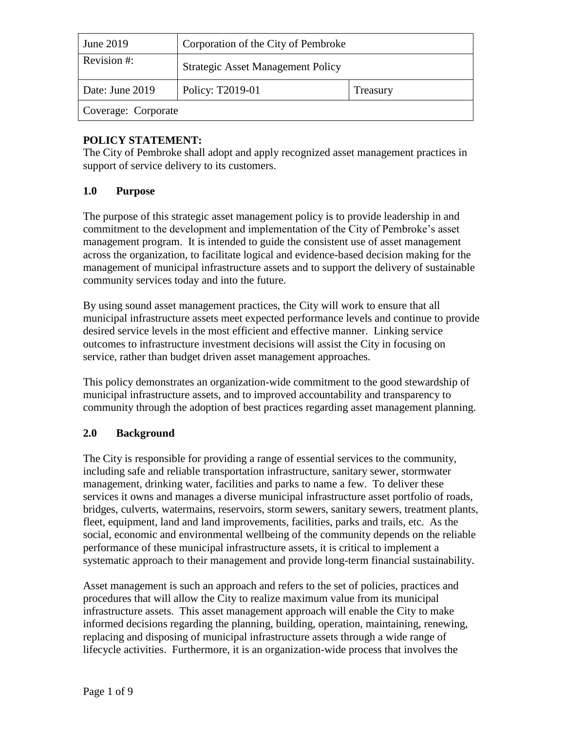| | | |
|---|---|---|
| June 2019 | Corporation of the City of Pembroke | |
| Revision #: | Strategic Asset Management Policy | |
| Date: June 2019 | Policy: T2019-01 | Treasury |
| Coverage: Corporate | | |

**POLICY STATEMENT:**
The City of Pembroke shall adopt and apply recognized asset management practices in support of service delivery to its customers.

## 1.0 Purpose

The purpose of this strategic asset management policy is to provide leadership in and commitment to the development and implementation of the City of Pembroke's asset management program. It is intended to guide the consistent use of asset management across the organization, to facilitate logical and evidence-based decision making for the management of municipal infrastructure assets and to support the delivery of sustainable community services today and into the future.

By using sound asset management practices, the City will work to ensure that all municipal infrastructure assets meet expected performance levels and continue to provide desired service levels in the most efficient and effective manner. Linking service outcomes to infrastructure investment decisions will assist the City in focusing on service, rather than budget driven asset management approaches.

This policy demonstrates an organization-wide commitment to the good stewardship of municipal infrastructure assets, and to improved accountability and transparency to community through the adoption of best practices regarding asset management planning.

## 2.0 Background

The City is responsible for providing a range of essential services to the community, including safe and reliable transportation infrastructure, sanitary sewer, stormwater management, drinking water, facilities and parks to name a few. To deliver these services it owns and manages a diverse municipal infrastructure asset portfolio of roads, bridges, culverts, watermains, reservoirs, storm sewers, sanitary sewers, treatment plants, fleet, equipment, land and land improvements, facilities, parks and trails, etc. As the social, economic and environmental wellbeing of the community depends on the reliable performance of these municipal infrastructure assets, it is critical to implement a systematic approach to their management and provide long-term financial sustainability.

Asset management is such an approach and refers to the set of policies, practices and procedures that will allow the City to realize maximum value from its municipal infrastructure assets. This asset management approach will enable the City to make informed decisions regarding the planning, building, operation, maintaining, renewing, replacing and disposing of municipal infrastructure assets through a wide range of lifecycle activities. Furthermore, it is an organization-wide process that involves the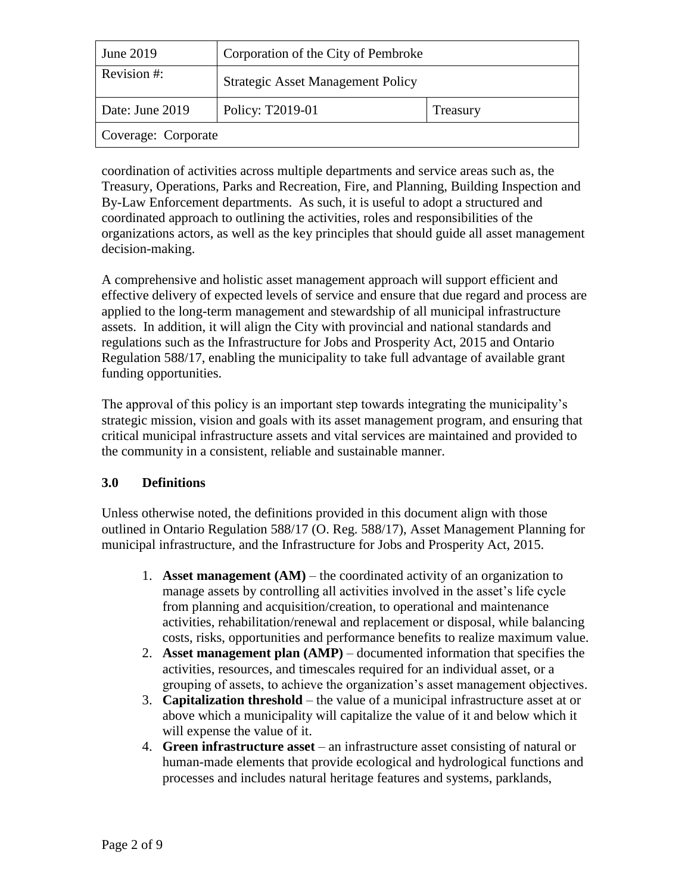coordination of activities across multiple departments and service areas such as, the Treasury, Operations, Parks and Recreation, Fire, and Planning, Building Inspection and By-Law Enforcement departments. As such, it is useful to adopt a structured and coordinated approach to outlining the activities, roles and responsibilities of the organizations actors, as well as the key principles that should guide all asset management decision-making.

A comprehensive and holistic asset management approach will support efficient and effective delivery of expected levels of service and ensure that due regard and process are applied to the long-term management and stewardship of all municipal infrastructure assets. In addition, it will align the City with provincial and national standards and regulations such as the Infrastructure for Jobs and Prosperity Act, 2015 and Ontario Regulation 588/17, enabling the municipality to take full advantage of available grant funding opportunities.

The approval of this policy is an important step towards integrating the municipality's strategic mission, vision and goals with its asset management program, and ensuring that critical municipal infrastructure assets and vital services are maintained and provided to the community in a consistent, reliable and sustainable manner.

## 3.0 Definitions

Unless otherwise noted, the definitions provided in this document align with those outlined in Ontario Regulation 588/17 (O. Reg. 588/17), Asset Management Planning for municipal infrastructure, and the Infrastructure for Jobs and Prosperity Act, 2015.

1. **Asset management (AM)** – the coordinated activity of an organization to manage assets by controlling all activities involved in the asset's life cycle from planning and acquisition/creation, to operational and maintenance activities, rehabilitation/renewal and replacement or disposal, while balancing costs, risks, opportunities and performance benefits to realize maximum value.
2. **Asset management plan (AMP)** – documented information that specifies the activities, resources, and timescales required for an individual asset, or a grouping of assets, to achieve the organization's asset management objectives.
3. **Capitalization threshold** – the value of a municipal infrastructure asset at or above which a municipality will capitalize the value of it and below which it will expense the value of it.
4. **Green infrastructure asset** – an infrastructure asset consisting of natural or human-made elements that provide ecological and hydrological functions and processes and includes natural heritage features and systems, parklands,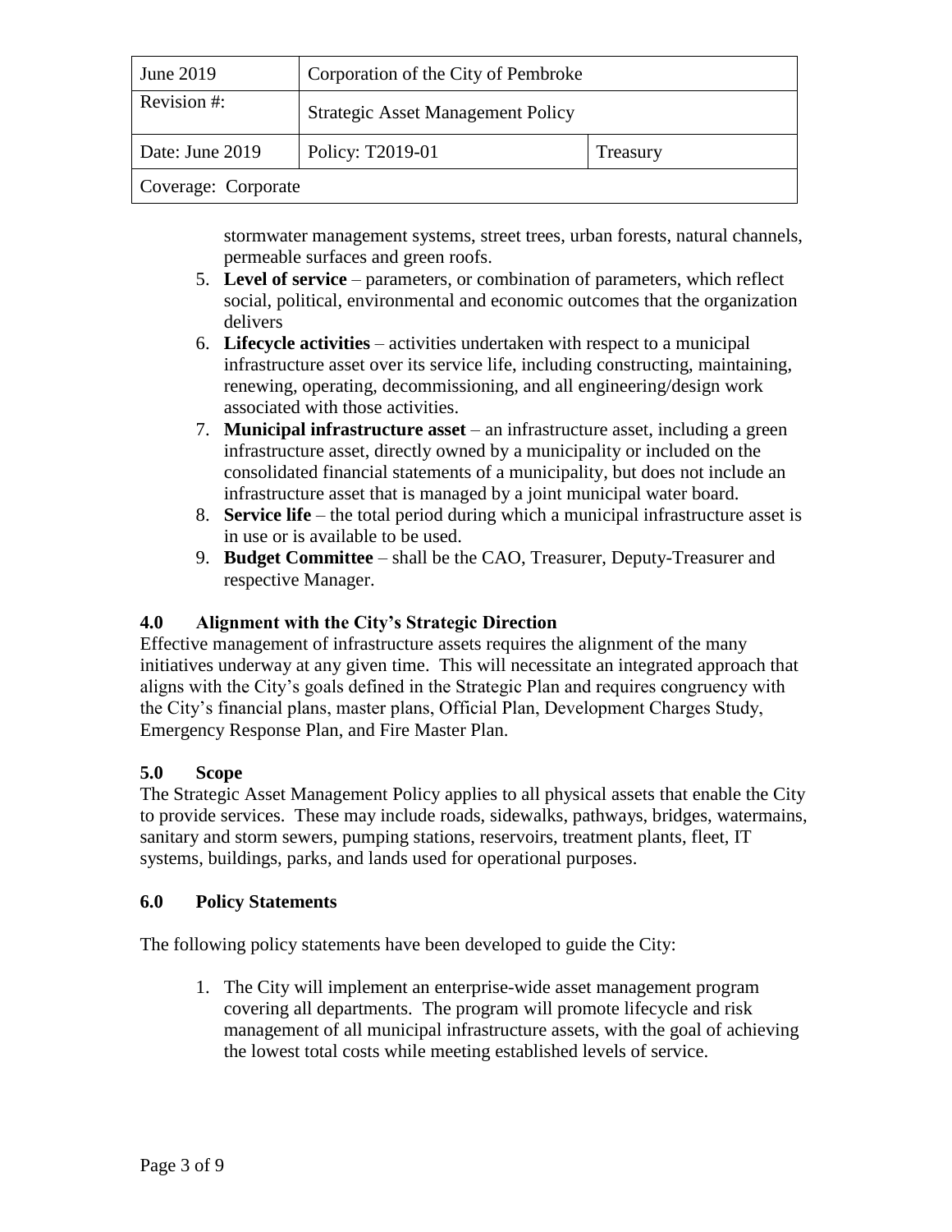stormwater management systems, street trees, urban forests, natural channels, permeable surfaces and green roofs.

5. **Level of service** – parameters, or combination of parameters, which reflect social, political, environmental and economic outcomes that the organization delivers
6. **Lifecycle activities** – activities undertaken with respect to a municipal infrastructure asset over its service life, including constructing, maintaining, renewing, operating, decommissioning, and all engineering/design work associated with those activities.
7. **Municipal infrastructure asset** – an infrastructure asset, including a green infrastructure asset, directly owned by a municipality or included on the consolidated financial statements of a municipality, but does not include an infrastructure asset that is managed by a joint municipal water board.
8. **Service life** – the total period during which a municipal infrastructure asset is in use or is available to be used.
9. **Budget Committee** – shall be the CAO, Treasurer, Deputy-Treasurer and respective Manager.

## 4.0 Alignment with the City's Strategic Direction

Effective management of infrastructure assets requires the alignment of the many initiatives underway at any given time. This will necessitate an integrated approach that aligns with the City's goals defined in the Strategic Plan and requires congruency with the City's financial plans, master plans, Official Plan, Development Charges Study, Emergency Response Plan, and Fire Master Plan.

## 5.0 Scope

The Strategic Asset Management Policy applies to all physical assets that enable the City to provide services. These may include roads, sidewalks, pathways, bridges, watermains, sanitary and storm sewers, pumping stations, reservoirs, treatment plants, fleet, IT systems, buildings, parks, and lands used for operational purposes.

## 6.0 Policy Statements

The following policy statements have been developed to guide the City:

1. The City will implement an enterprise-wide asset management program covering all departments. The program will promote lifecycle and risk management of all municipal infrastructure assets, with the goal of achieving the lowest total costs while meeting established levels of service.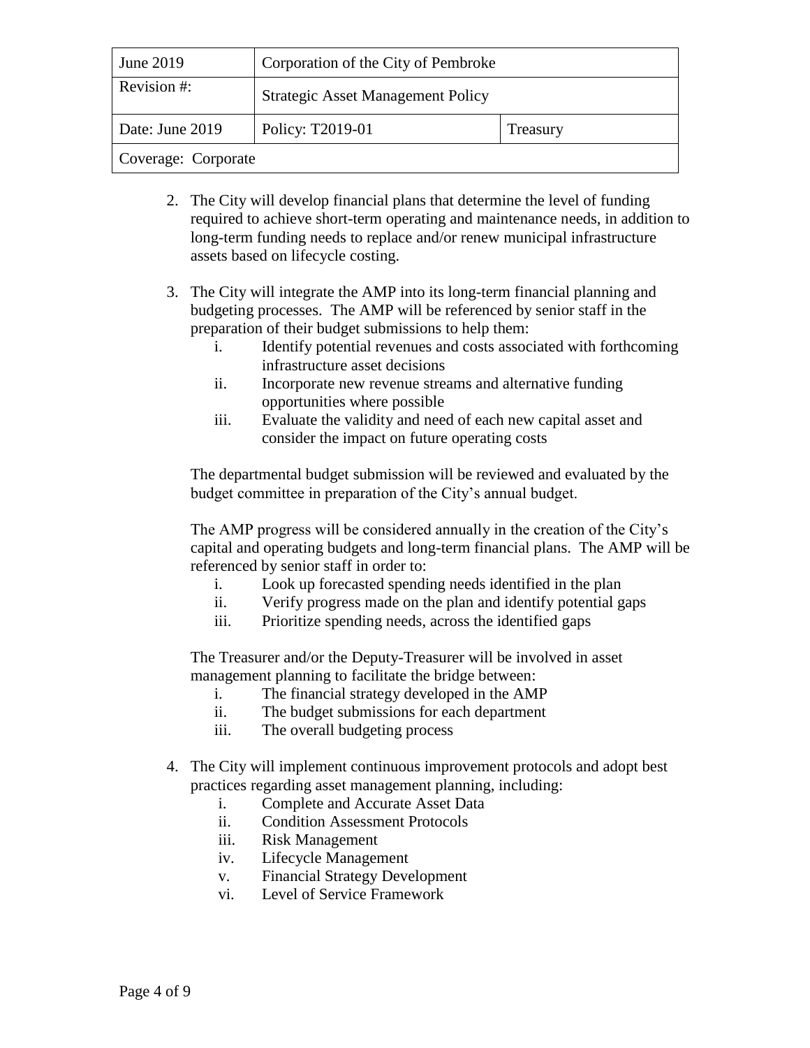2. The City will develop financial plans that determine the level of funding required to achieve short-term operating and maintenance needs, in addition to long-term funding needs to replace and/or renew municipal infrastructure assets based on lifecycle costing.

3. The City will integrate the AMP into its long-term financial planning and budgeting processes. The AMP will be referenced by senior staff in the preparation of their budget submissions to help them:

   i. Identify potential revenues and costs associated with forthcoming infrastructure asset decisions
   ii. Incorporate new revenue streams and alternative funding opportunities where possible
   iii. Evaluate the validity and need of each new capital asset and consider the impact on future operating costs

   The departmental budget submission will be reviewed and evaluated by the budget committee in preparation of the City's annual budget.

   The AMP progress will be considered annually in the creation of the City's capital and operating budgets and long-term financial plans. The AMP will be referenced by senior staff in order to:

   i. Look up forecasted spending needs identified in the plan
   ii. Verify progress made on the plan and identify potential gaps
   iii. Prioritize spending needs, across the identified gaps

   The Treasurer and/or the Deputy-Treasurer will be involved in asset management planning to facilitate the bridge between:

   i. The financial strategy developed in the AMP
   ii. The budget submissions for each department
   iii. The overall budgeting process

4. The City will implement continuous improvement protocols and adopt best practices regarding asset management planning, including:

   i. Complete and Accurate Asset Data
   ii. Condition Assessment Protocols
   iii. Risk Management
   iv. Lifecycle Management
   v. Financial Strategy Development
   vi. Level of Service Framework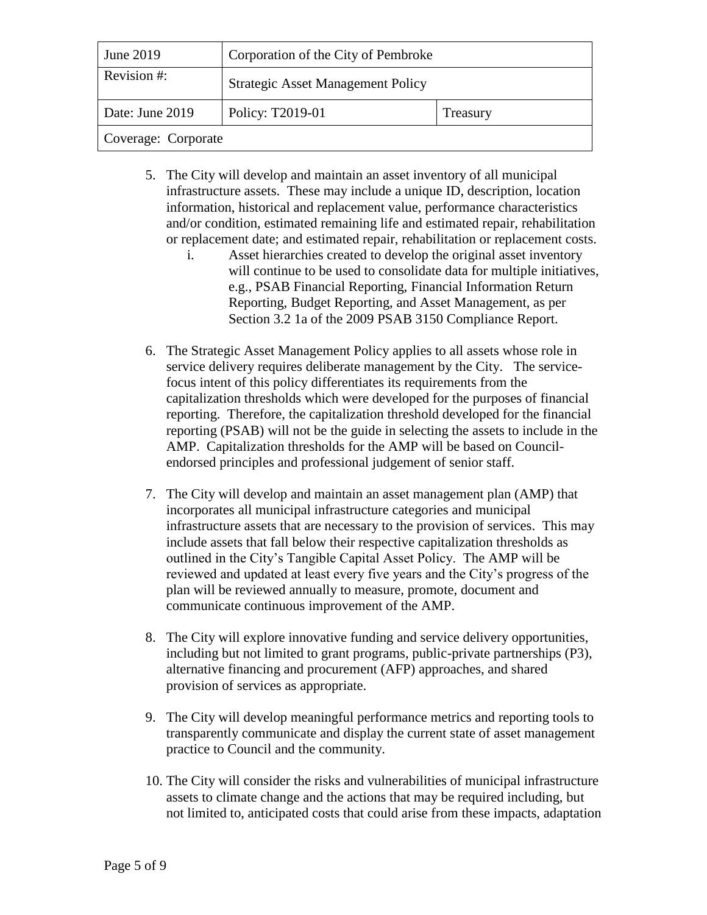5. The City will develop and maintain an asset inventory of all municipal infrastructure assets. These may include a unique ID, description, location information, historical and replacement value, performance characteristics and/or condition, estimated remaining life and estimated repair, rehabilitation or replacement date; and estimated repair, rehabilitation or replacement costs.
   i. Asset hierarchies created to develop the original asset inventory will continue to be used to consolidate data for multiple initiatives, e.g., PSAB Financial Reporting, Financial Information Return Reporting, Budget Reporting, and Asset Management, as per Section 3.2 1a of the 2009 PSAB 3150 Compliance Report.

6. The Strategic Asset Management Policy applies to all assets whose role in service delivery requires deliberate management by the City. The service-focus intent of this policy differentiates its requirements from the capitalization thresholds which were developed for the purposes of financial reporting. Therefore, the capitalization threshold developed for the financial reporting (PSAB) will not be the guide in selecting the assets to include in the AMP. Capitalization thresholds for the AMP will be based on Council-endorsed principles and professional judgement of senior staff.

7. The City will develop and maintain an asset management plan (AMP) that incorporates all municipal infrastructure categories and municipal infrastructure assets that are necessary to the provision of services. This may include assets that fall below their respective capitalization thresholds as outlined in the City's Tangible Capital Asset Policy. The AMP will be reviewed and updated at least every five years and the City's progress of the plan will be reviewed annually to measure, promote, document and communicate continuous improvement of the AMP.

8. The City will explore innovative funding and service delivery opportunities, including but not limited to grant programs, public-private partnerships (P3), alternative financing and procurement (AFP) approaches, and shared provision of services as appropriate.

9. The City will develop meaningful performance metrics and reporting tools to transparently communicate and display the current state of asset management practice to Council and the community.

10. The City will consider the risks and vulnerabilities of municipal infrastructure assets to climate change and the actions that may be required including, but not limited to, anticipated costs that could arise from these impacts, adaptation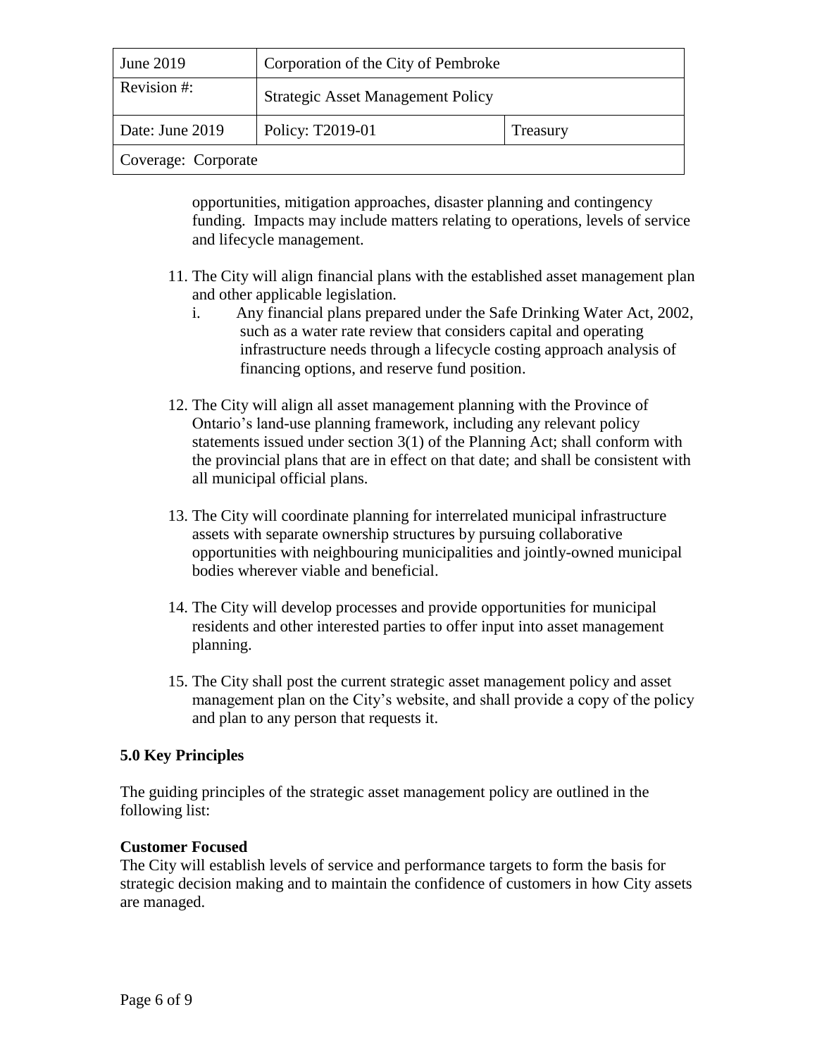opportunities, mitigation approaches, disaster planning and contingency funding. Impacts may include matters relating to operations, levels of service and lifecycle management.

11. The City will align financial plans with the established asset management plan and other applicable legislation.
    i. Any financial plans prepared under the Safe Drinking Water Act, 2002, such as a water rate review that considers capital and operating infrastructure needs through a lifecycle costing approach analysis of financing options, and reserve fund position.

12. The City will align all asset management planning with the Province of Ontario's land-use planning framework, including any relevant policy statements issued under section 3(1) of the Planning Act; shall conform with the provincial plans that are in effect on that date; and shall be consistent with all municipal official plans.

13. The City will coordinate planning for interrelated municipal infrastructure assets with separate ownership structures by pursuing collaborative opportunities with neighbouring municipalities and jointly-owned municipal bodies wherever viable and beneficial.

14. The City will develop processes and provide opportunities for municipal residents and other interested parties to offer input into asset management planning.

15. The City shall post the current strategic asset management policy and asset management plan on the City's website, and shall provide a copy of the policy and plan to any person that requests it.

## 5.0 Key Principles

The guiding principles of the strategic asset management policy are outlined in the following list:

**Customer Focused**
The City will establish levels of service and performance targets to form the basis for strategic decision making and to maintain the confidence of customers in how City assets are managed.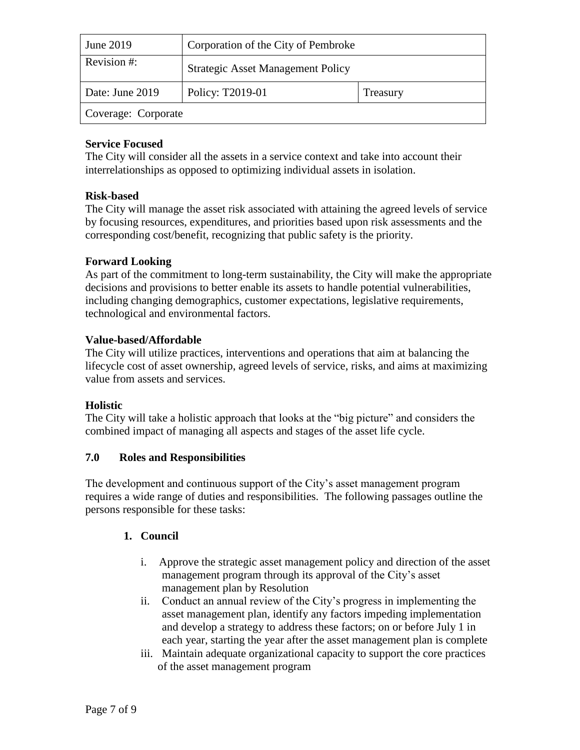**Service Focused**
The City will consider all the assets in a service context and take into account their interrelationships as opposed to optimizing individual assets in isolation.

**Risk-based**
The City will manage the asset risk associated with attaining the agreed levels of service by focusing resources, expenditures, and priorities based upon risk assessments and the corresponding cost/benefit, recognizing that public safety is the priority.

**Forward Looking**
As part of the commitment to long-term sustainability, the City will make the appropriate decisions and provisions to better enable its assets to handle potential vulnerabilities, including changing demographics, customer expectations, legislative requirements, technological and environmental factors.

**Value-based/Affordable**
The City will utilize practices, interventions and operations that aim at balancing the lifecycle cost of asset ownership, agreed levels of service, risks, and aims at maximizing value from assets and services.

**Holistic**
The City will take a holistic approach that looks at the "big picture" and considers the combined impact of managing all aspects and stages of the asset life cycle.

## 7.0 Roles and Responsibilities

The development and continuous support of the City's asset management program requires a wide range of duties and responsibilities. The following passages outline the persons responsible for these tasks:

1. **Council**

   i. Approve the strategic asset management policy and direction of the asset management program through its approval of the City's asset management plan by Resolution
   
   ii. Conduct an annual review of the City's progress in implementing the asset management plan, identify any factors impeding implementation and develop a strategy to address these factors; on or before July 1 in each year, starting the year after the asset management plan is complete
   
   iii. Maintain adequate organizational capacity to support the core practices of the asset management program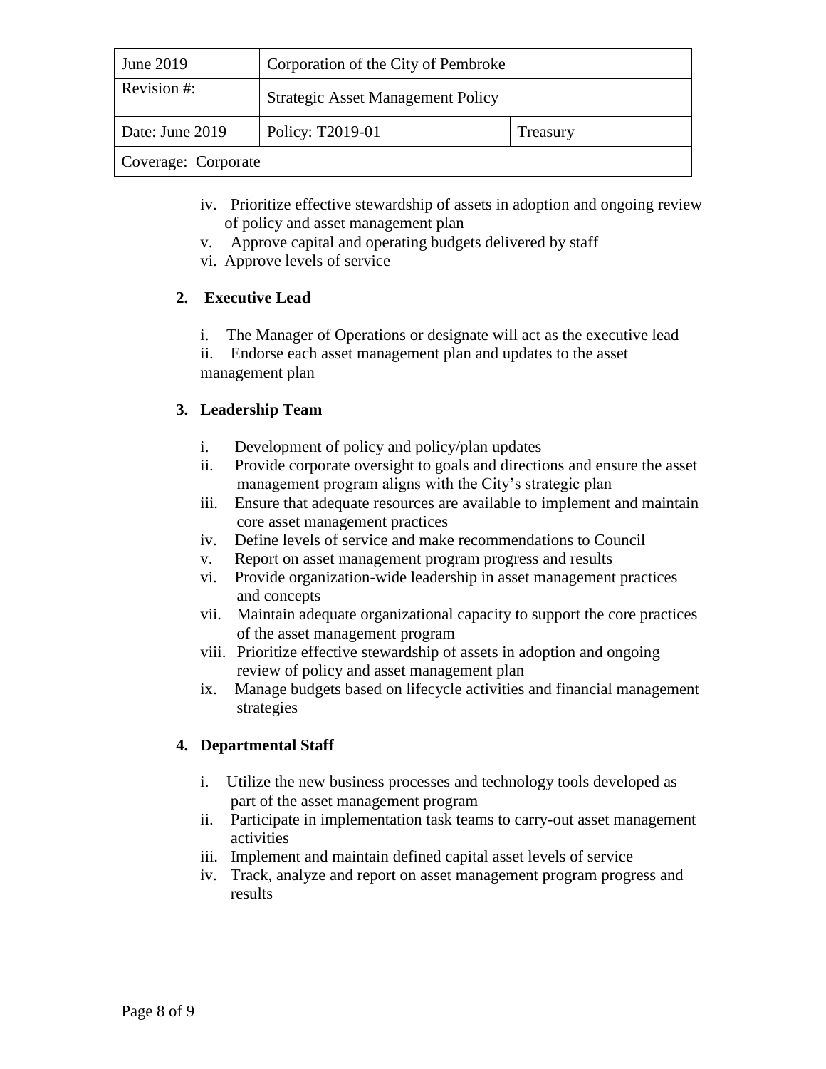| June 2019 | Corporation of the City of Pembroke | |
| --- | --- | --- |
| Revision #: | Strategic Asset Management Policy | |
| Date: June 2019 | Policy: T2019-01 | Treasury |
| Coverage: Corporate | | |

iv. Prioritize effective stewardship of assets in adoption and ongoing review of policy and asset management plan
v. Approve capital and operating budgets delivered by staff
vi. Approve levels of service

**2. Executive Lead**

i. The Manager of Operations or designate will act as the executive lead
ii. Endorse each asset management plan and updates to the asset management plan

**3. Leadership Team**

i. Development of policy and policy/plan updates
ii. Provide corporate oversight to goals and directions and ensure the asset management program aligns with the City's strategic plan
iii. Ensure that adequate resources are available to implement and maintain core asset management practices
iv. Define levels of service and make recommendations to Council
v. Report on asset management program progress and results
vi. Provide organization-wide leadership in asset management practices and concepts
vii. Maintain adequate organizational capacity to support the core practices of the asset management program
viii. Prioritize effective stewardship of assets in adoption and ongoing review of policy and asset management plan
ix. Manage budgets based on lifecycle activities and financial management strategies

**4. Departmental Staff**

i. Utilize the new business processes and technology tools developed as part of the asset management program
ii. Participate in implementation task teams to carry-out asset management activities
iii. Implement and maintain defined capital asset levels of service
iv. Track, analyze and report on asset management program progress and results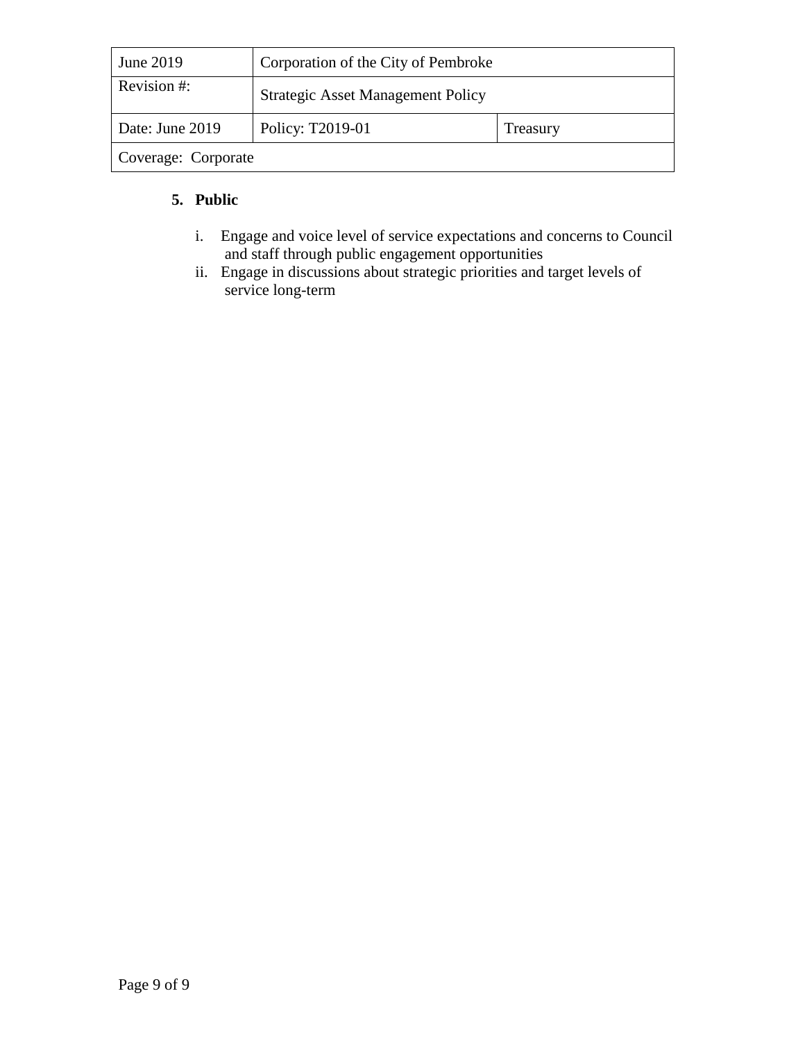**5. Public**

i. Engage and voice level of service expectations and concerns to Council and staff through public engagement opportunities

ii. Engage in discussions about strategic priorities and target levels of service long-term